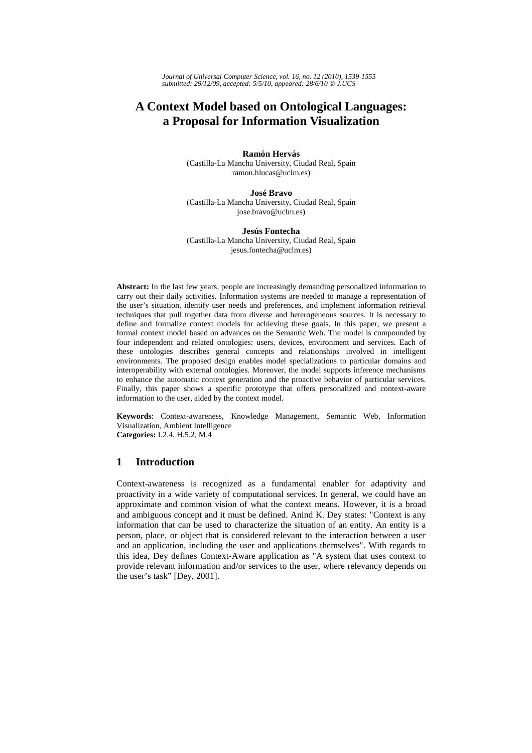# A Context Model based on Ontological Languages: a Proposal for Information Visualization

**Ramón Hervás**
(Castilla-La Mancha University, Ciudad Real, Spain
ramon.hlucas@uclm.es)

**José Bravo**
(Castilla-La Mancha University, Ciudad Real, Spain
jose.bravo@uclm.es)

**Jesús Fontecha**
(Castilla-La Mancha University, Ciudad Real, Spain
jesus.fontecha@uclm.es)

**Abstract:** In the last few years, people are increasingly demanding personalized information to carry out their daily activities. Information systems are needed to manage a representation of the user's situation, identify user needs and preferences, and implement information retrieval techniques that pull together data from diverse and heterogeneous sources. It is necessary to define and formalize context models for achieving these goals. In this paper, we present a formal context model based on advances on the Semantic Web. The model is compounded by four independent and related ontologies: users, devices, environment and services. Each of these ontologies describes general concepts and relationships involved in intelligent environments. The proposed design enables model specializations to particular domains and interoperability with external ontologies. Moreover, the model supports inference mechanisms to enhance the automatic context generation and the proactive behavior of particular services. Finally, this paper shows a specific prototype that offers personalized and context-aware information to the user, aided by the context model.

**Keywords**: Context-awareness, Knowledge Management, Semantic Web, Information Visualization, Ambient Intelligence
**Categories:** I.2.4, H.5.2, M.4

## 1 Introduction

Context-awareness is recognized as a fundamental enabler for adaptivity and proactivity in a wide variety of computational services. In general, we could have an approximate and common vision of what the context means. However, it is a broad and ambiguous concept and it must be defined. Anind K. Dey states: "Context is any information that can be used to characterize the situation of an entity. An entity is a person, place, or object that is considered relevant to the interaction between a user and an application, including the user and applications themselves". With regards to this idea, Dey defines Context-Aware application as "A system that uses context to provide relevant information and/or services to the user, where relevancy depends on the user's task" [Dey, 2001].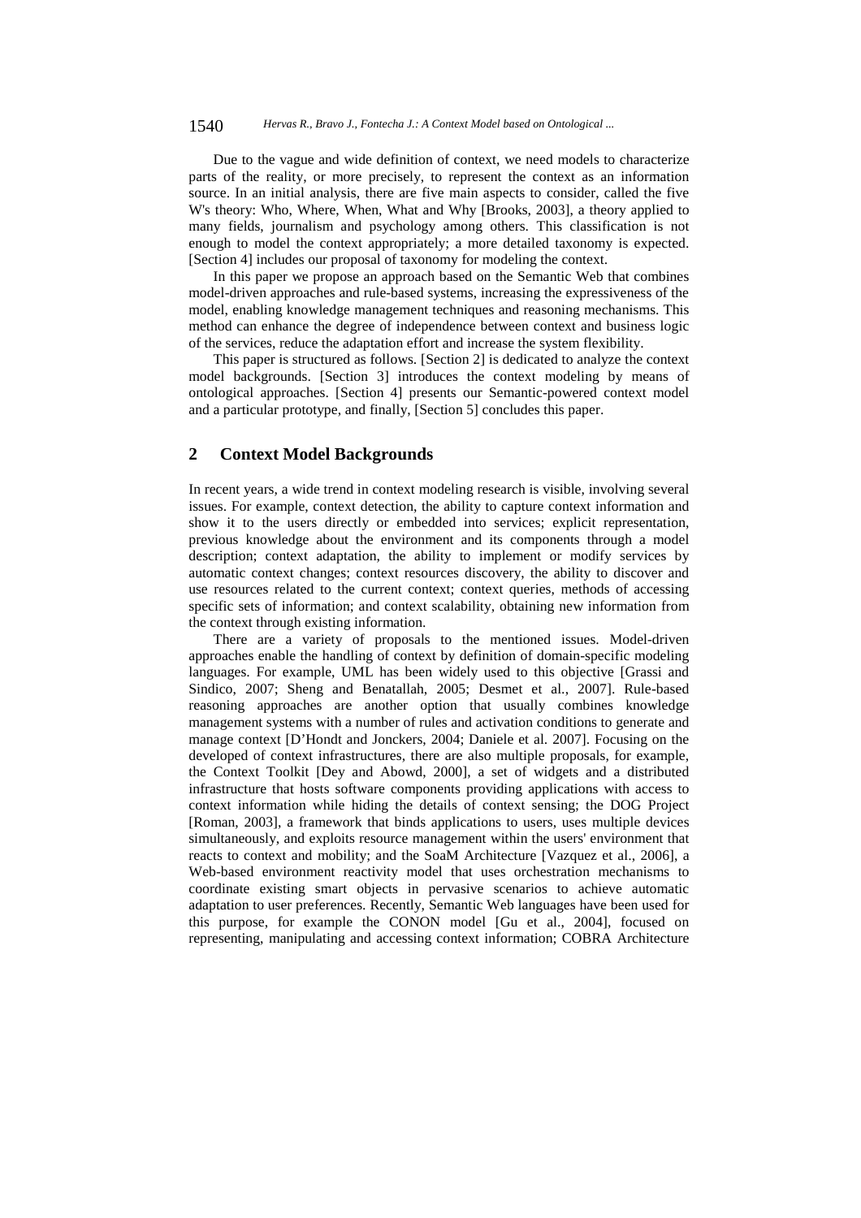Due to the vague and wide definition of context, we need models to characterize parts of the reality, or more precisely, to represent the context as an information source. In an initial analysis, there are five main aspects to consider, called the five W's theory: Who, Where, When, What and Why [Brooks, 2003], a theory applied to many fields, journalism and psychology among others. This classification is not enough to model the context appropriately; a more detailed taxonomy is expected. [Section 4] includes our proposal of taxonomy for modeling the context.

In this paper we propose an approach based on the Semantic Web that combines model-driven approaches and rule-based systems, increasing the expressiveness of the model, enabling knowledge management techniques and reasoning mechanisms. This method can enhance the degree of independence between context and business logic of the services, reduce the adaptation effort and increase the system flexibility.

This paper is structured as follows. [Section 2] is dedicated to analyze the context model backgrounds. [Section 3] introduces the context modeling by means of ontological approaches. [Section 4] presents our Semantic-powered context model and a particular prototype, and finally, [Section 5] concludes this paper.

## 2 Context Model Backgrounds

In recent years, a wide trend in context modeling research is visible, involving several issues. For example, context detection, the ability to capture context information and show it to the users directly or embedded into services; explicit representation, previous knowledge about the environment and its components through a model description; context adaptation, the ability to implement or modify services by automatic context changes; context resources discovery, the ability to discover and use resources related to the current context; context queries, methods of accessing specific sets of information; and context scalability, obtaining new information from the context through existing information.

There are a variety of proposals to the mentioned issues. Model-driven approaches enable the handling of context by definition of domain-specific modeling languages. For example, UML has been widely used to this objective [Grassi and Sindico, 2007; Sheng and Benatallah, 2005; Desmet et al., 2007]. Rule-based reasoning approaches are another option that usually combines knowledge management systems with a number of rules and activation conditions to generate and manage context [D'Hondt and Jonckers, 2004; Daniele et al. 2007]. Focusing on the developed of context infrastructures, there are also multiple proposals, for example, the Context Toolkit [Dey and Abowd, 2000], a set of widgets and a distributed infrastructure that hosts software components providing applications with access to context information while hiding the details of context sensing; the DOG Project [Roman, 2003], a framework that binds applications to users, uses multiple devices simultaneously, and exploits resource management within the users' environment that reacts to context and mobility; and the SoaM Architecture [Vazquez et al., 2006], a Web-based environment reactivity model that uses orchestration mechanisms to coordinate existing smart objects in pervasive scenarios to achieve automatic adaptation to user preferences. Recently, Semantic Web languages have been used for this purpose, for example the CONON model [Gu et al., 2004], focused on representing, manipulating and accessing context information; COBRA Architecture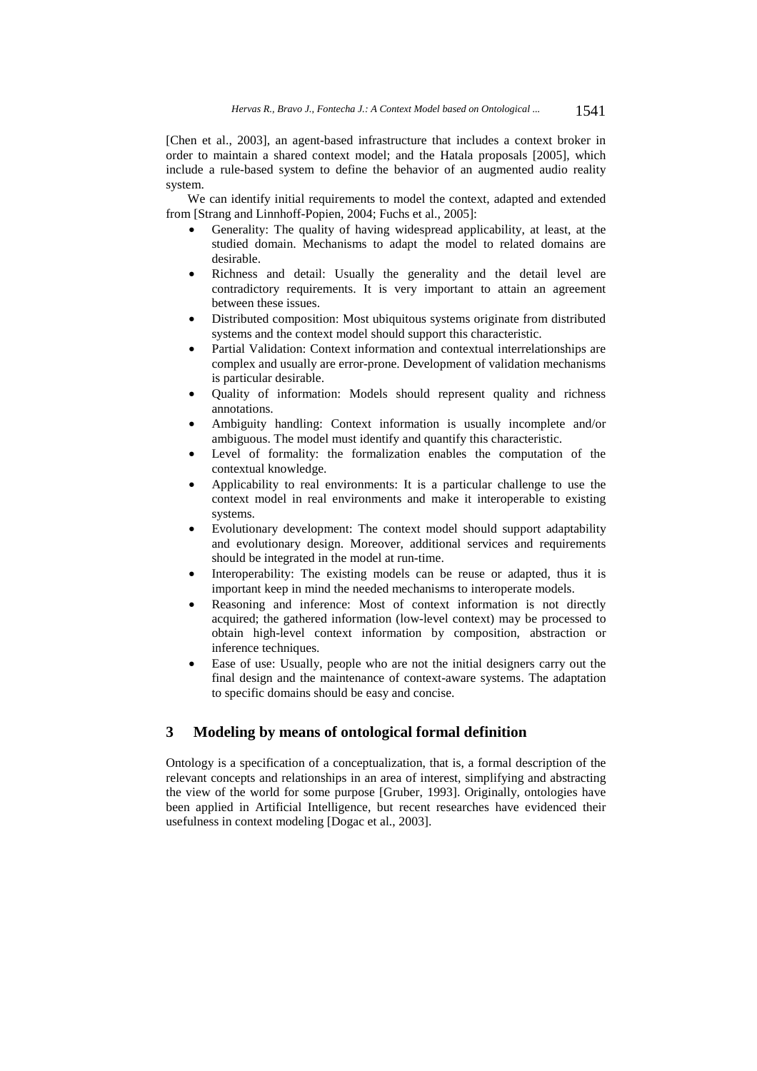[Chen et al., 2003], an agent-based infrastructure that includes a context broker in order to maintain a shared context model; and the Hatala proposals [2005], which include a rule-based system to define the behavior of an augmented audio reality system.

We can identify initial requirements to model the context, adapted and extended from [Strang and Linnhoff-Popien, 2004; Fuchs et al., 2005]:

- Generality: The quality of having widespread applicability, at least, at the studied domain. Mechanisms to adapt the model to related domains are desirable.
- Richness and detail: Usually the generality and the detail level are contradictory requirements. It is very important to attain an agreement between these issues.
- Distributed composition: Most ubiquitous systems originate from distributed systems and the context model should support this characteristic.
- Partial Validation: Context information and contextual interrelationships are complex and usually are error-prone. Development of validation mechanisms is particular desirable.
- Quality of information: Models should represent quality and richness annotations.
- Ambiguity handling: Context information is usually incomplete and/or ambiguous. The model must identify and quantify this characteristic.
- Level of formality: the formalization enables the computation of the contextual knowledge.
- Applicability to real environments: It is a particular challenge to use the context model in real environments and make it interoperable to existing systems.
- Evolutionary development: The context model should support adaptability and evolutionary design. Moreover, additional services and requirements should be integrated in the model at run-time.
- Interoperability: The existing models can be reuse or adapted, thus it is important keep in mind the needed mechanisms to interoperate models.
- Reasoning and inference: Most of context information is not directly acquired; the gathered information (low-level context) may be processed to obtain high-level context information by composition, abstraction or inference techniques.
- Ease of use: Usually, people who are not the initial designers carry out the final design and the maintenance of context-aware systems. The adaptation to specific domains should be easy and concise.

## 3 Modeling by means of ontological formal definition

Ontology is a specification of a conceptualization, that is, a formal description of the relevant concepts and relationships in an area of interest, simplifying and abstracting the view of the world for some purpose [Gruber, 1993]. Originally, ontologies have been applied in Artificial Intelligence, but recent researches have evidenced their usefulness in context modeling [Dogac et al., 2003].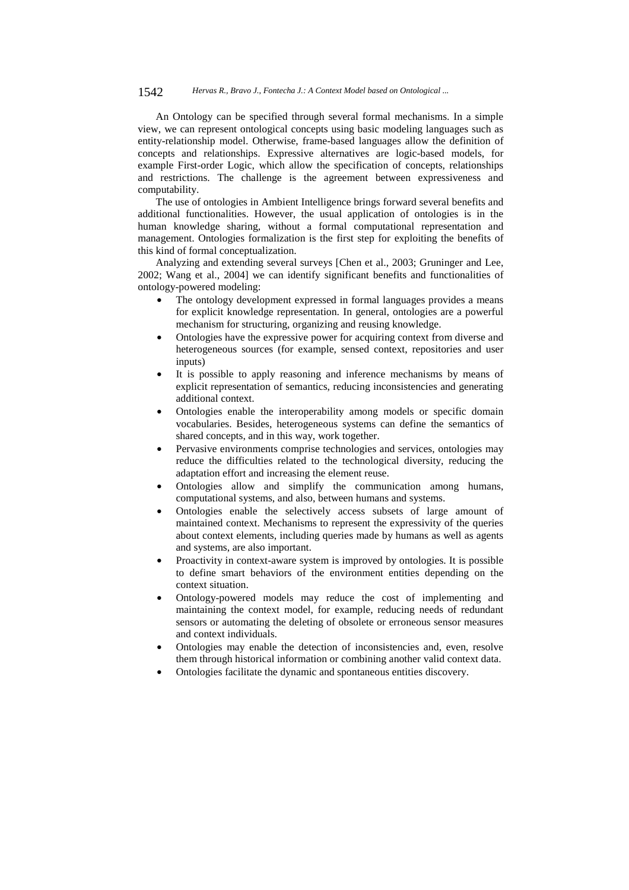An Ontology can be specified through several formal mechanisms. In a simple view, we can represent ontological concepts using basic modeling languages such as entity-relationship model. Otherwise, frame-based languages allow the definition of concepts and relationships. Expressive alternatives are logic-based models, for example First-order Logic, which allow the specification of concepts, relationships and restrictions. The challenge is the agreement between expressiveness and computability.

The use of ontologies in Ambient Intelligence brings forward several benefits and additional functionalities. However, the usual application of ontologies is in the human knowledge sharing, without a formal computational representation and management. Ontologies formalization is the first step for exploiting the benefits of this kind of formal conceptualization.

Analyzing and extending several surveys [Chen et al., 2003; Gruninger and Lee, 2002; Wang et al., 2004] we can identify significant benefits and functionalities of ontology-powered modeling:

- The ontology development expressed in formal languages provides a means for explicit knowledge representation. In general, ontologies are a powerful mechanism for structuring, organizing and reusing knowledge.
- Ontologies have the expressive power for acquiring context from diverse and heterogeneous sources (for example, sensed context, repositories and user inputs)
- It is possible to apply reasoning and inference mechanisms by means of explicit representation of semantics, reducing inconsistencies and generating additional context.
- Ontologies enable the interoperability among models or specific domain vocabularies. Besides, heterogeneous systems can define the semantics of shared concepts, and in this way, work together.
- Pervasive environments comprise technologies and services, ontologies may reduce the difficulties related to the technological diversity, reducing the adaptation effort and increasing the element reuse.
- Ontologies allow and simplify the communication among humans, computational systems, and also, between humans and systems.
- Ontologies enable the selectively access subsets of large amount of maintained context. Mechanisms to represent the expressivity of the queries about context elements, including queries made by humans as well as agents and systems, are also important.
- Proactivity in context-aware system is improved by ontologies. It is possible to define smart behaviors of the environment entities depending on the context situation.
- Ontology-powered models may reduce the cost of implementing and maintaining the context model, for example, reducing needs of redundant sensors or automating the deleting of obsolete or erroneous sensor measures and context individuals.
- Ontologies may enable the detection of inconsistencies and, even, resolve them through historical information or combining another valid context data.
- Ontologies facilitate the dynamic and spontaneous entities discovery.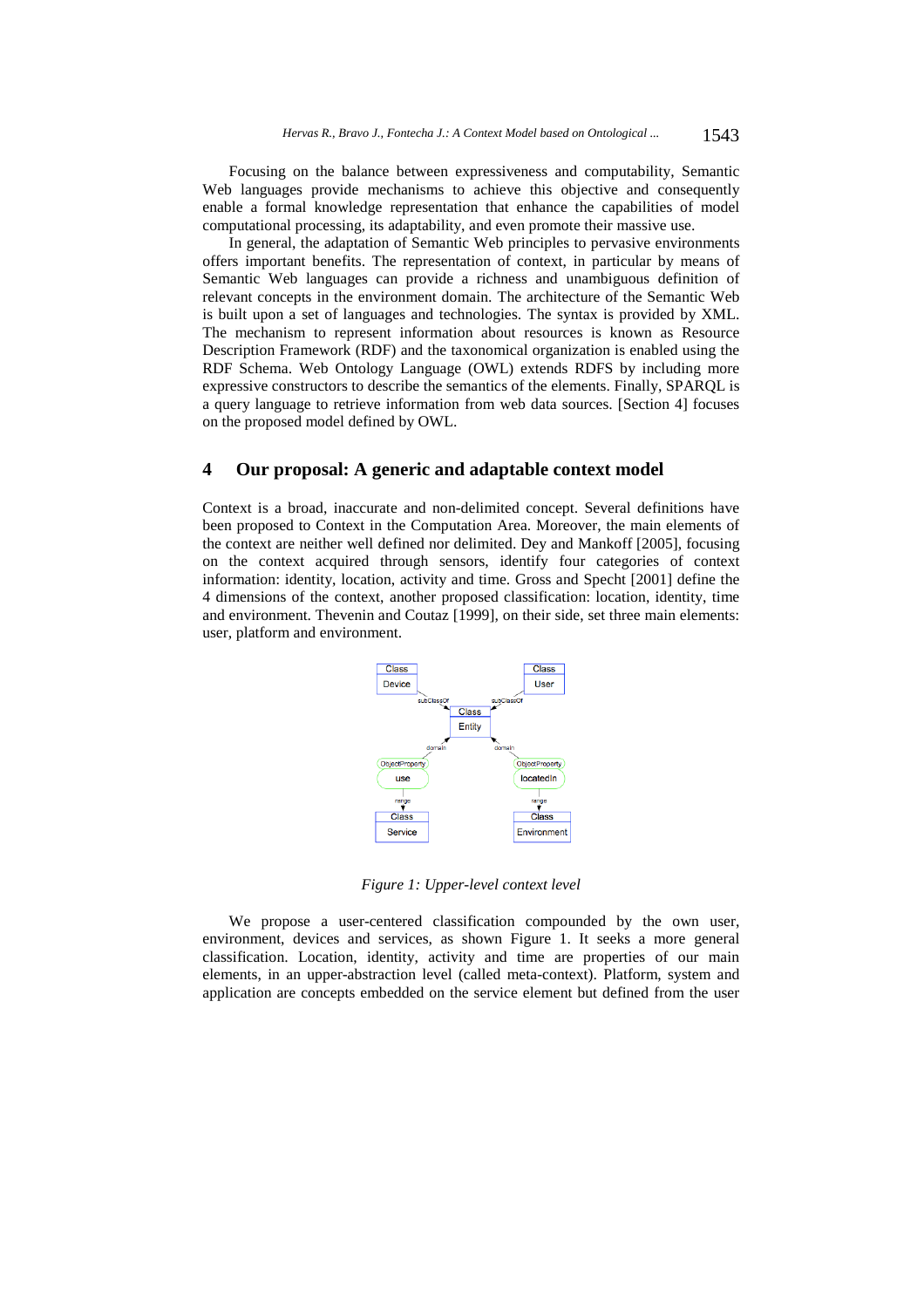Focusing on the balance between expressiveness and computability, Semantic Web languages provide mechanisms to achieve this objective and consequently enable a formal knowledge representation that enhance the capabilities of model computational processing, its adaptability, and even promote their massive use.

In general, the adaptation of Semantic Web principles to pervasive environments offers important benefits. The representation of context, in particular by means of Semantic Web languages can provide a richness and unambiguous definition of relevant concepts in the environment domain. The architecture of the Semantic Web is built upon a set of languages and technologies. The syntax is provided by XML. The mechanism to represent information about resources is known as Resource Description Framework (RDF) and the taxonomical organization is enabled using the RDF Schema. Web Ontology Language (OWL) extends RDFS by including more expressive constructors to describe the semantics of the elements. Finally, SPARQL is a query language to retrieve information from web data sources. [Section 4] focuses on the proposed model defined by OWL.

## 4 Our proposal: A generic and adaptable context model

Context is a broad, inaccurate and non-delimited concept. Several definitions have been proposed to Context in the Computation Area. Moreover, the main elements of the context are neither well defined nor delimited. Dey and Mankoff [2005], focusing on the context acquired through sensors, identify four categories of context information: identity, location, activity and time. Gross and Specht [2001] define the 4 dimensions of the context, another proposed classification: location, identity, time and environment. Thevenin and Coutaz [1999], on their side, set three main elements: user, platform and environment.

*Figure 1: Upper-level context level*

We propose a user-centered classification compounded by the own user, environment, devices and services, as shown Figure 1. It seeks a more general classification. Location, identity, activity and time are properties of our main elements, in an upper-abstraction level (called meta-context). Platform, system and application are concepts embedded on the service element but defined from the user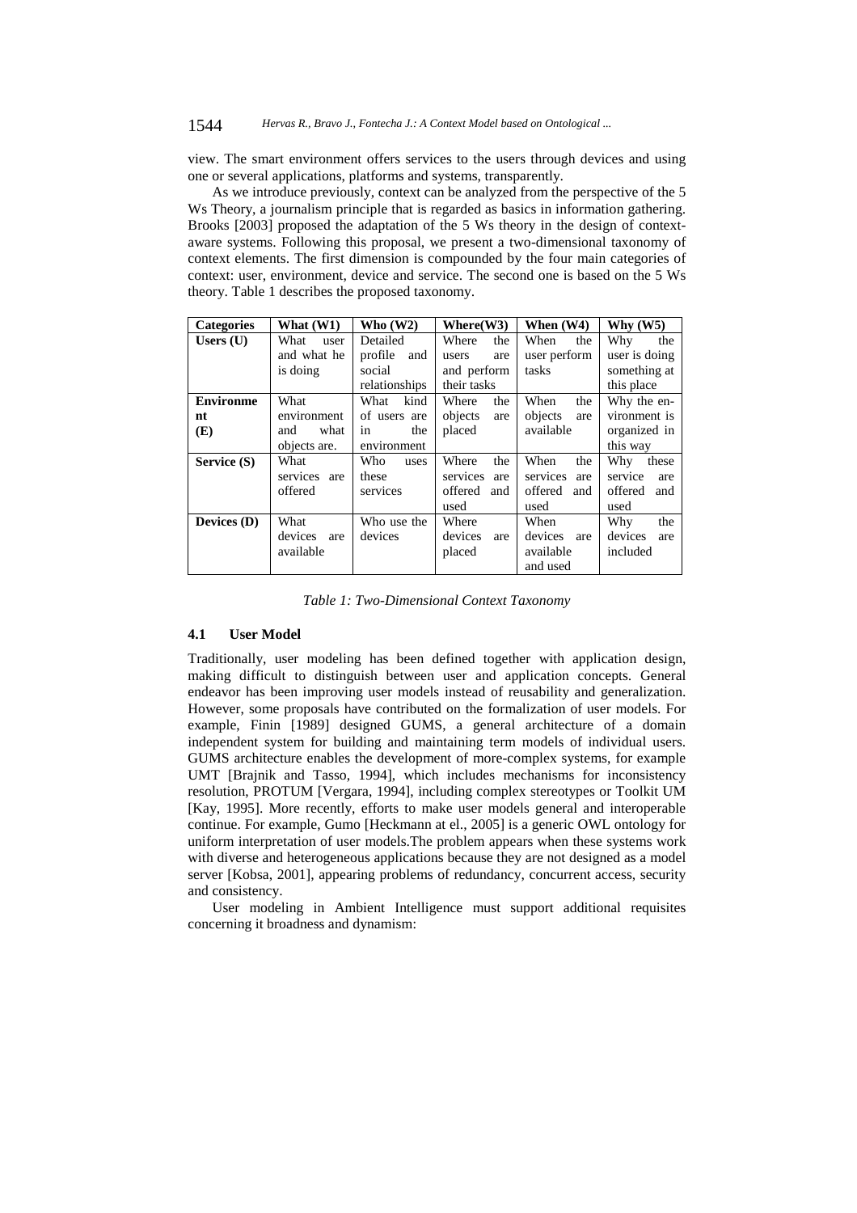view. The smart environment offers services to the users through devices and using one or several applications, platforms and systems, transparently.

As we introduce previously, context can be analyzed from the perspective of the 5 Ws Theory, a journalism principle that is regarded as basics in information gathering. Brooks [2003] proposed the adaptation of the 5 Ws theory in the design of context-aware systems. Following this proposal, we present a two-dimensional taxonomy of context elements. The first dimension is compounded by the four main categories of context: user, environment, device and service. The second one is based on the 5 Ws theory. Table 1 describes the proposed taxonomy.

| **Categories** | **What (W1)** | **Who (W2)** | **Where(W3)** | **When (W4)** | **Why (W5)** |
|---|---|---|---|---|---|
| **Users (U)** | What user and what he is doing | Detailed profile and social relationships | Where the users are and perform their tasks | When the user perform tasks | Why the user is doing something at this place |
| **Environment (E)** | What environment and what objects are. | What kind of users are in the environment | Where the objects are placed | When the objects are available | Why the environment is organized in this way |
| **Service (S)** | What services are offered | Who uses these services | Where the services are offered and used | When the services are offered and used | Why these service are offered and used |
| **Devices (D)** | What devices are available | Who use the devices | Where devices are placed | When devices are available and used | Why the devices are included |

*Table 1: Two-Dimensional Context Taxonomy*

### 4.1 User Model

Traditionally, user modeling has been defined together with application design, making difficult to distinguish between user and application concepts. General endeavor has been improving user models instead of reusability and generalization. However, some proposals have contributed on the formalization of user models. For example, Finin [1989] designed GUMS, a general architecture of a domain independent system for building and maintaining term models of individual users. GUMS architecture enables the development of more-complex systems, for example UMT [Brajnik and Tasso, 1994], which includes mechanisms for inconsistency resolution, PROTUM [Vergara, 1994], including complex stereotypes or Toolkit UM [Kay, 1995]. More recently, efforts to make user models general and interoperable continue. For example, Gumo [Heckmann at el., 2005] is a generic OWL ontology for uniform interpretation of user models.The problem appears when these systems work with diverse and heterogeneous applications because they are not designed as a model server [Kobsa, 2001], appearing problems of redundancy, concurrent access, security and consistency.

User modeling in Ambient Intelligence must support additional requisites concerning it broadness and dynamism: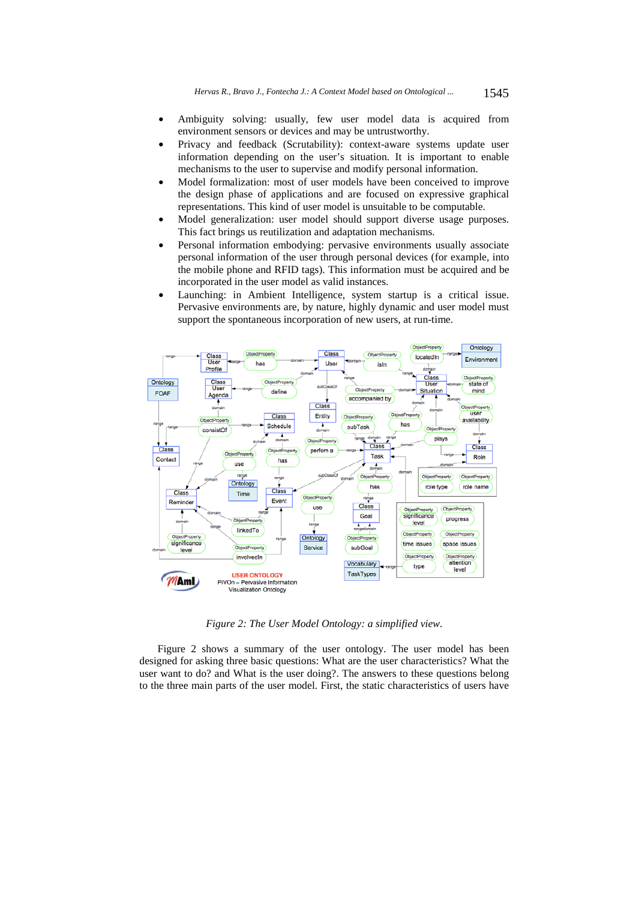- Ambiguity solving: usually, few user model data is acquired from environment sensors or devices and may be untrustworthy.
- Privacy and feedback (Scrutability): context-aware systems update user information depending on the user's situation. It is important to enable mechanisms to the user to supervise and modify personal information.
- Model formalization: most of user models have been conceived to improve the design phase of applications and are focused on expressive graphical representations. This kind of user model is unsuitable to be computable.
- Model generalization: user model should support diverse usage purposes. This fact brings us reutilization and adaptation mechanisms.
- Personal information embodying: pervasive environments usually associate personal information of the user through personal devices (for example, into the mobile phone and RFID tags). This information must be acquired and be incorporated in the user model as valid instances.
- Launching: in Ambient Intelligence, system startup is a critical issue. Pervasive environments are, by nature, highly dynamic and user model must support the spontaneous incorporation of new users, at run-time.

*Figure 2: The User Model Ontology: a simplified view.*

Figure 2 shows a summary of the user ontology. The user model has been designed for asking three basic questions: What are the user characteristics? What the user want to do? and What is the user doing?. The answers to these questions belong to the three main parts of the user model. First, the static characteristics of users have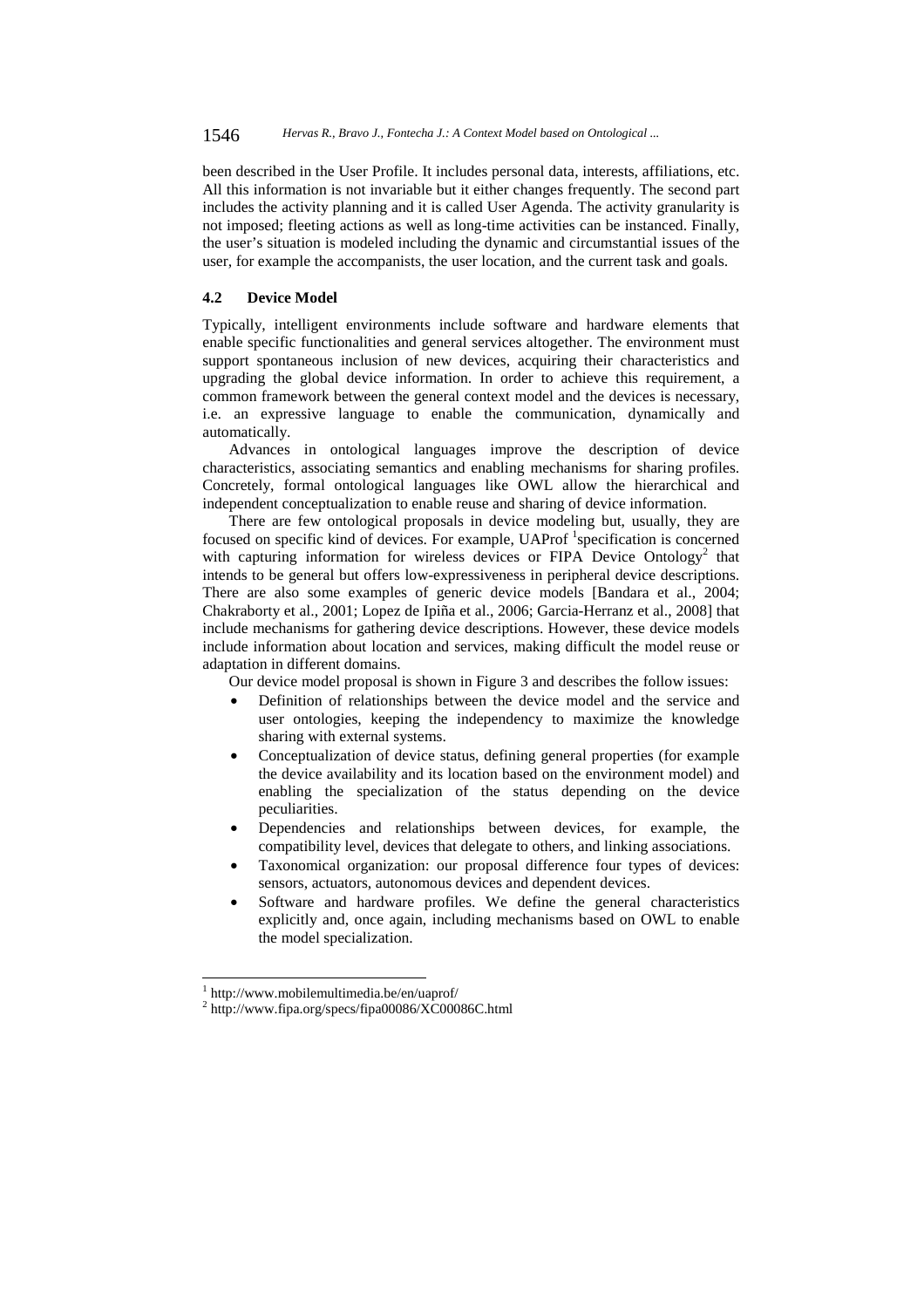been described in the User Profile. It includes personal data, interests, affiliations, etc. All this information is not invariable but it either changes frequently. The second part includes the activity planning and it is called User Agenda. The activity granularity is not imposed; fleeting actions as well as long-time activities can be instanced. Finally, the user's situation is modeled including the dynamic and circumstantial issues of the user, for example the accompanists, the user location, and the current task and goals.

### 4.2 Device Model

Typically, intelligent environments include software and hardware elements that enable specific functionalities and general services altogether. The environment must support spontaneous inclusion of new devices, acquiring their characteristics and upgrading the global device information. In order to achieve this requirement, a common framework between the general context model and the devices is necessary, i.e. an expressive language to enable the communication, dynamically and automatically.

Advances in ontological languages improve the description of device characteristics, associating semantics and enabling mechanisms for sharing profiles. Concretely, formal ontological languages like OWL allow the hierarchical and independent conceptualization to enable reuse and sharing of device information.

There are few ontological proposals in device modeling but, usually, they are focused on specific kind of devices. For example, UAProf [1]specification is concerned with capturing information for wireless devices or FIPA Device Ontology[2] that intends to be general but offers low-expressiveness in peripheral device descriptions. There are also some examples of generic device models [Bandara et al., 2004; Chakraborty et al., 2001; Lopez de Ipiña et al., 2006; Garcia-Herranz et al., 2008] that include mechanisms for gathering device descriptions. However, these device models include information about location and services, making difficult the model reuse or adaptation in different domains.

Our device model proposal is shown in Figure 3 and describes the follow issues:

- Definition of relationships between the device model and the service and user ontologies, keeping the independency to maximize the knowledge sharing with external systems.
- Conceptualization of device status, defining general properties (for example the device availability and its location based on the environment model) and enabling the specialization of the status depending on the device peculiarities.
- Dependencies and relationships between devices, for example, the compatibility level, devices that delegate to others, and linking associations.
- Taxonomical organization: our proposal difference four types of devices: sensors, actuators, autonomous devices and dependent devices.
- Software and hardware profiles. We define the general characteristics explicitly and, once again, including mechanisms based on OWL to enable the model specialization.

---

[1] http://www.mobilemultimedia.be/en/uaprof/

[2] http://www.fipa.org/specs/fipa00086/XC00086C.html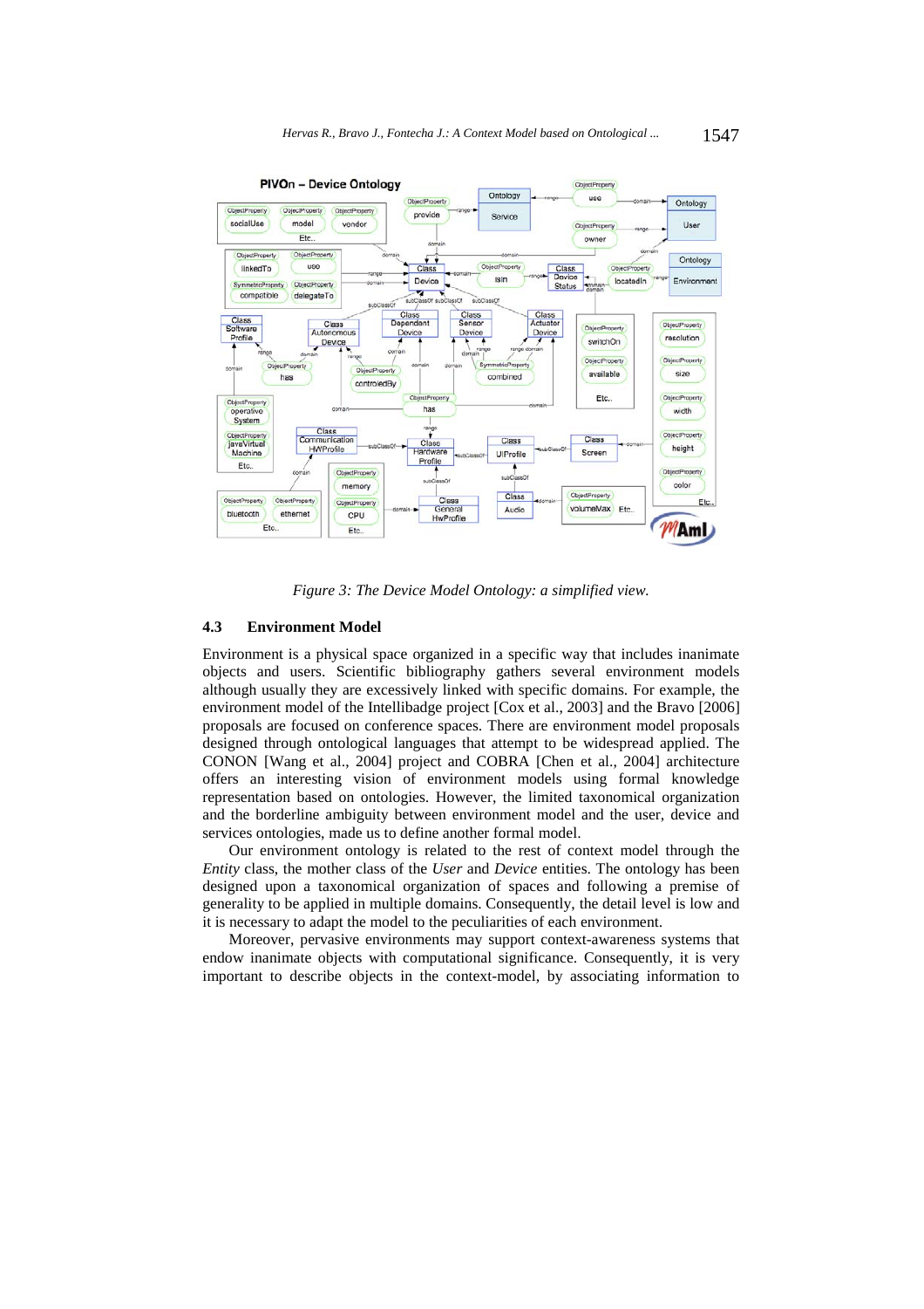Figure 3: The Device Model Ontology: a simplified view.

### 4.3 Environment Model

Environment is a physical space organized in a specific way that includes inanimate objects and users. Scientific bibliography gathers several environment models although usually they are excessively linked with specific domains. For example, the environment model of the Intellibadge project [Cox et al., 2003] and the Bravo [2006] proposals are focused on conference spaces. There are environment model proposals designed through ontological languages that attempt to be widespread applied. The CONON [Wang et al., 2004] project and COBRA [Chen et al., 2004] architecture offers an interesting vision of environment models using formal knowledge representation based on ontologies. However, the limited taxonomical organization and the borderline ambiguity between environment model and the user, device and services ontologies, made us to define another formal model.

Our environment ontology is related to the rest of context model through the *Entity* class, the mother class of the *User* and *Device* entities. The ontology has been designed upon a taxonomical organization of spaces and following a premise of generality to be applied in multiple domains. Consequently, the detail level is low and it is necessary to adapt the model to the peculiarities of each environment.

Moreover, pervasive environments may support context-awareness systems that endow inanimate objects with computational significance. Consequently, it is very important to describe objects in the context-model, by associating information to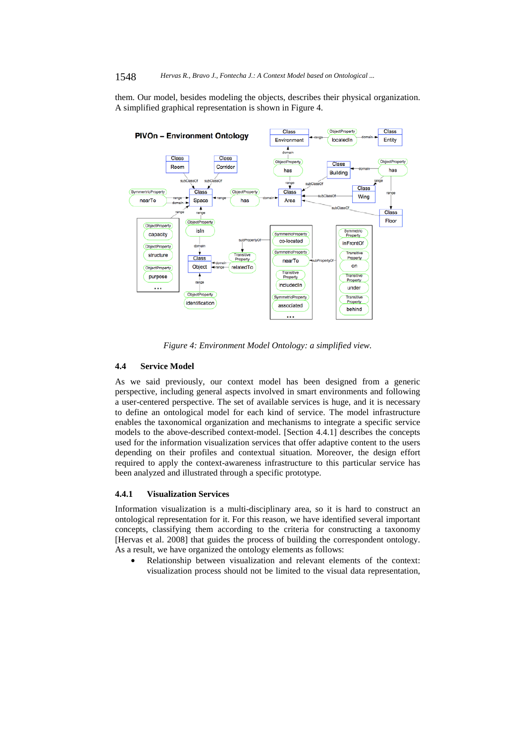them. Our model, besides modeling the objects, describes their physical organization. A simplified graphical representation is shown in Figure 4.

*Figure 4: Environment Model Ontology: a simplified view.*

### 4.4 Service Model

As we said previously, our context model has been designed from a generic perspective, including general aspects involved in smart environments and following a user-centered perspective. The set of available services is huge, and it is necessary to define an ontological model for each kind of service. The model infrastructure enables the taxonomical organization and mechanisms to integrate a specific service models to the above-described context-model. [Section 4.4.1] describes the concepts used for the information visualization services that offer adaptive content to the users depending on their profiles and contextual situation. Moreover, the design effort required to apply the context-awareness infrastructure to this particular service has been analyzed and illustrated through a specific prototype.

#### 4.4.1 Visualization Services

Information visualization is a multi-disciplinary area, so it is hard to construct an ontological representation for it. For this reason, we have identified several important concepts, classifying them according to the criteria for constructing a taxonomy [Hervas et al. 2008] that guides the process of building the correspondent ontology. As a result, we have organized the ontology elements as follows:

- Relationship between visualization and relevant elements of the context: visualization process should not be limited to the visual data representation,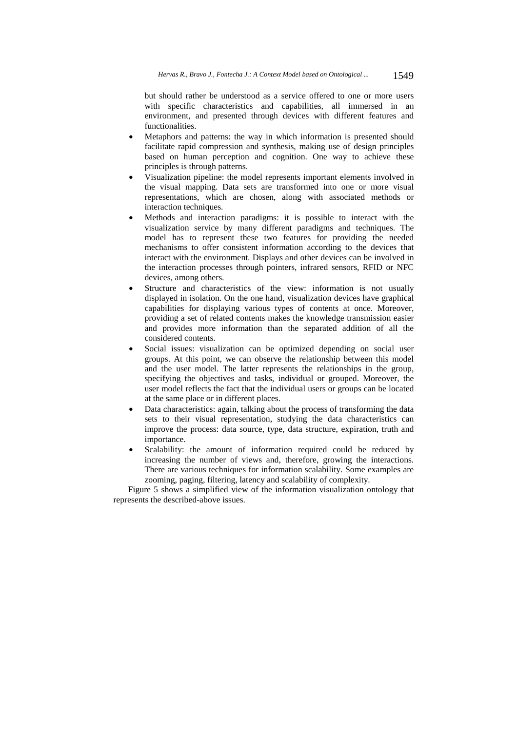but should rather be understood as a service offered to one or more users with specific characteristics and capabilities, all immersed in an environment, and presented through devices with different features and functionalities.

- Metaphors and patterns: the way in which information is presented should facilitate rapid compression and synthesis, making use of design principles based on human perception and cognition. One way to achieve these principles is through patterns.
- Visualization pipeline: the model represents important elements involved in the visual mapping. Data sets are transformed into one or more visual representations, which are chosen, along with associated methods or interaction techniques.
- Methods and interaction paradigms: it is possible to interact with the visualization service by many different paradigms and techniques. The model has to represent these two features for providing the needed mechanisms to offer consistent information according to the devices that interact with the environment. Displays and other devices can be involved in the interaction processes through pointers, infrared sensors, RFID or NFC devices, among others.
- Structure and characteristics of the view: information is not usually displayed in isolation. On the one hand, visualization devices have graphical capabilities for displaying various types of contents at once. Moreover, providing a set of related contents makes the knowledge transmission easier and provides more information than the separated addition of all the considered contents.
- Social issues: visualization can be optimized depending on social user groups. At this point, we can observe the relationship between this model and the user model. The latter represents the relationships in the group, specifying the objectives and tasks, individual or grouped. Moreover, the user model reflects the fact that the individual users or groups can be located at the same place or in different places.
- Data characteristics: again, talking about the process of transforming the data sets to their visual representation, studying the data characteristics can improve the process: data source, type, data structure, expiration, truth and importance.
- Scalability: the amount of information required could be reduced by increasing the number of views and, therefore, growing the interactions. There are various techniques for information scalability. Some examples are zooming, paging, filtering, latency and scalability of complexity.

Figure 5 shows a simplified view of the information visualization ontology that represents the described-above issues.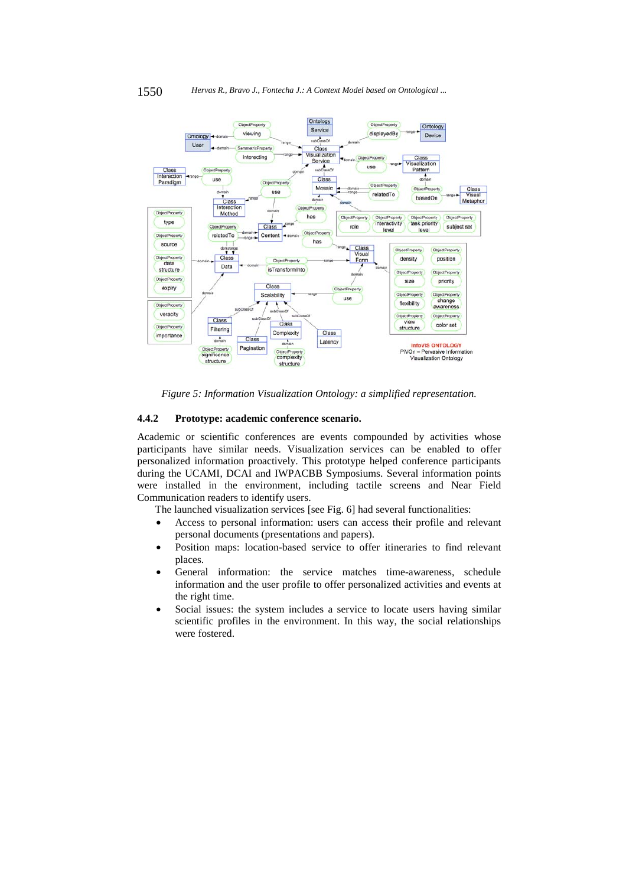*Figure 5: Information Visualization Ontology: a simplified representation.*

### 4.4.2 Prototype: academic conference scenario.

Academic or scientific conferences are events compounded by activities whose participants have similar needs. Visualization services can be enabled to offer personalized information proactively. This prototype helped conference participants during the UCAMI, DCAI and IWPACBB Symposiums. Several information points were installed in the environment, including tactile screens and Near Field Communication readers to identify users.

The launched visualization services [see Fig. 6] had several functionalities:

- Access to personal information: users can access their profile and relevant personal documents (presentations and papers).
- Position maps: location-based service to offer itineraries to find relevant places.
- General information: the service matches time-awareness, schedule information and the user profile to offer personalized activities and events at the right time.
- Social issues: the system includes a service to locate users having similar scientific profiles in the environment. In this way, the social relationships were fostered.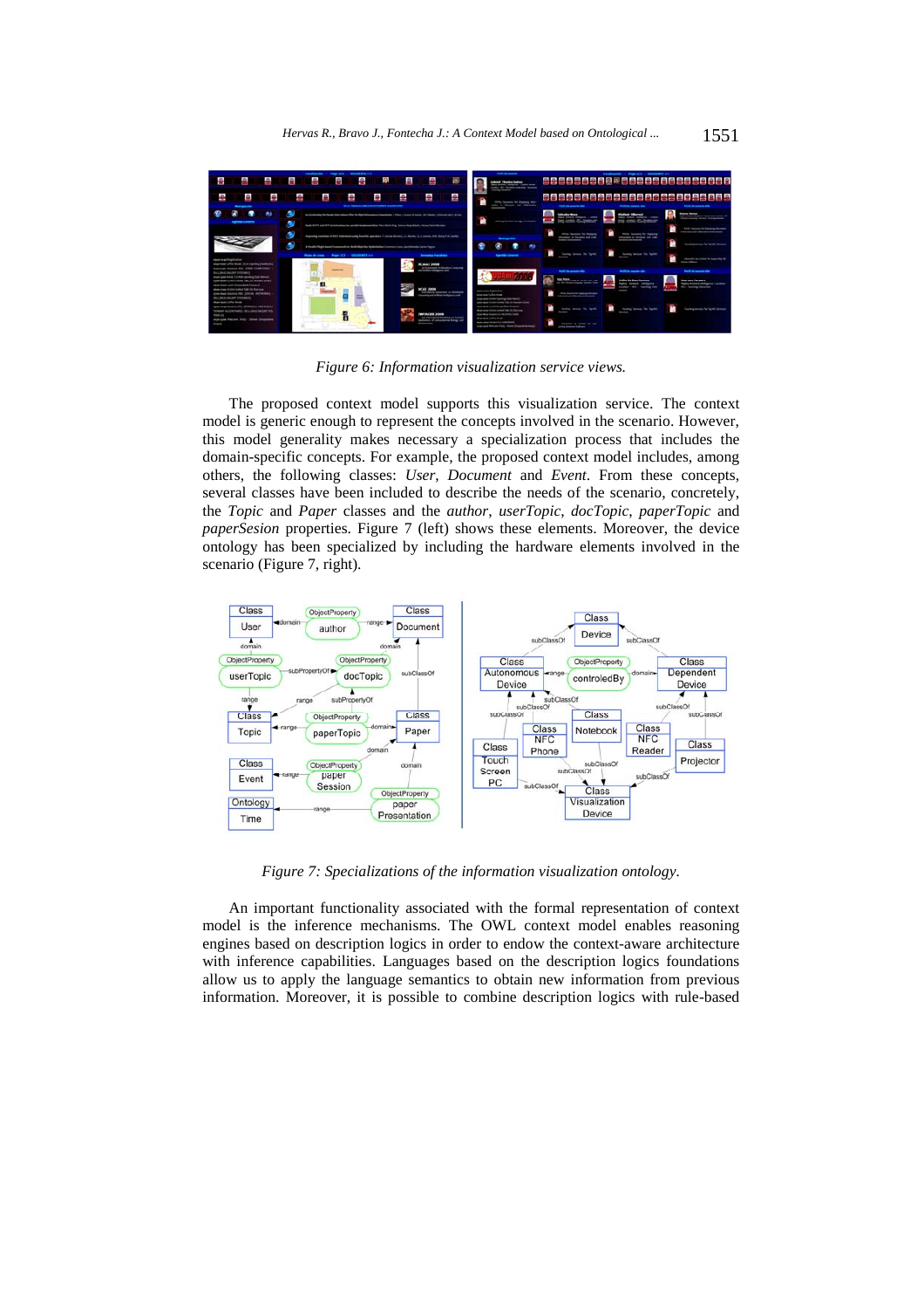Figure 6: Information visualization service views.

The proposed context model supports this visualization service. The context model is generic enough to represent the concepts involved in the scenario. However, this model generality makes necessary a specialization process that includes the domain-specific concepts. For example, the proposed context model includes, among others, the following classes: *User*, *Document* and *Event*. From these concepts, several classes have been included to describe the needs of the scenario, concretely, the *Topic* and *Paper* classes and the *author*, *userTopic*, *docTopic*, *paperTopic* and *paperSesion* properties. Figure 7 (left) shows these elements. Moreover, the device ontology has been specialized by including the hardware elements involved in the scenario (Figure 7, right).

Figure 7: Specializations of the information visualization ontology.

An important functionality associated with the formal representation of context model is the inference mechanisms. The OWL context model enables reasoning engines based on description logics in order to endow the context-aware architecture with inference capabilities. Languages based on the description logics foundations allow us to apply the language semantics to obtain new information from previous information. Moreover, it is possible to combine description logics with rule-based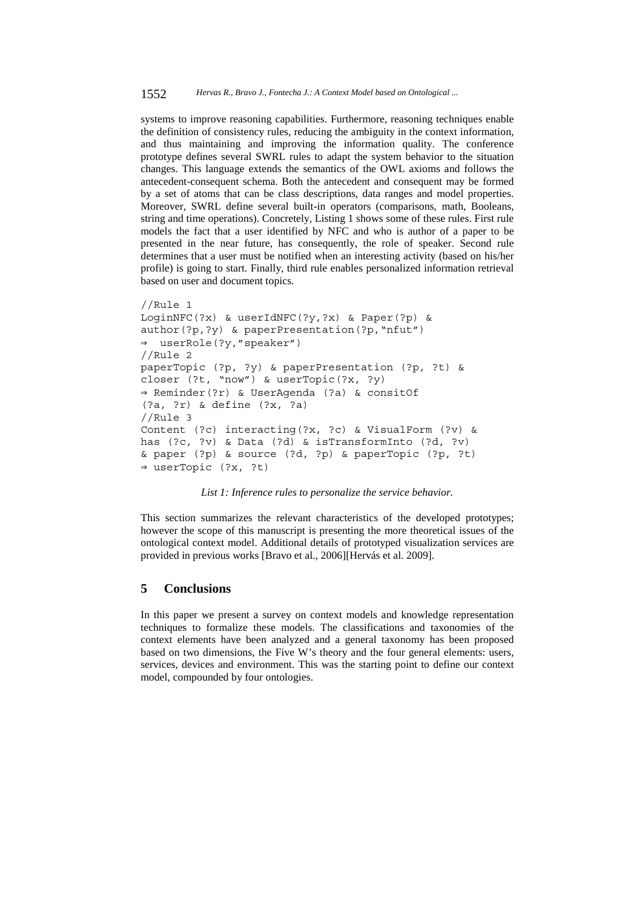systems to improve reasoning capabilities. Furthermore, reasoning techniques enable the definition of consistency rules, reducing the ambiguity in the context information, and thus maintaining and improving the information quality. The conference prototype defines several SWRL rules to adapt the system behavior to the situation changes. This language extends the semantics of the OWL axioms and follows the antecedent-consequent schema. Both the antecedent and consequent may be formed by a set of atoms that can be class descriptions, data ranges and model properties. Moreover, SWRL define several built-in operators (comparisons, math, Booleans, string and time operations). Concretely, Listing 1 shows some of these rules. First rule models the fact that a user identified by NFC and who is author of a paper to be presented in the near future, has consequently, the role of speaker. Second rule determines that a user must be notified when an interesting activity (based on his/her profile) is going to start. Finally, third rule enables personalized information retrieval based on user and document topics.

```
//Rule 1
LoginNFC(?x) & userIdNFC(?y,?x) & Paper(?p) &
author(?p,?y) & paperPresentation(?p,"nfut")
⇒  userRole(?y,"speaker")
//Rule 2
paperTopic (?p, ?y) & paperPresentation (?p, ?t) &
closer (?t, "now") & userTopic(?x, ?y)
⇒ Reminder(?r) & UserAgenda (?a) & consitOf
(?a, ?r) & define (?x, ?a)
//Rule 3
Content (?c) interacting(?x, ?c) & VisualForm (?v) &
has (?c, ?v) & Data (?d) & isTransformInto (?d, ?v)
& paper (?p) & source (?d, ?p) & paperTopic (?p, ?t)
⇒ userTopic (?x, ?t)
```

*List 1: Inference rules to personalize the service behavior.*

This section summarizes the relevant characteristics of the developed prototypes; however the scope of this manuscript is presenting the more theoretical issues of the ontological context model. Additional details of prototyped visualization services are provided in previous works [Bravo et al., 2006][Hervás et al. 2009].

## 5 Conclusions

In this paper we present a survey on context models and knowledge representation techniques to formalize these models. The classifications and taxonomies of the context elements have been analyzed and a general taxonomy has been proposed based on two dimensions, the Five W's theory and the four general elements: users, services, devices and environment. This was the starting point to define our context model, compounded by four ontologies.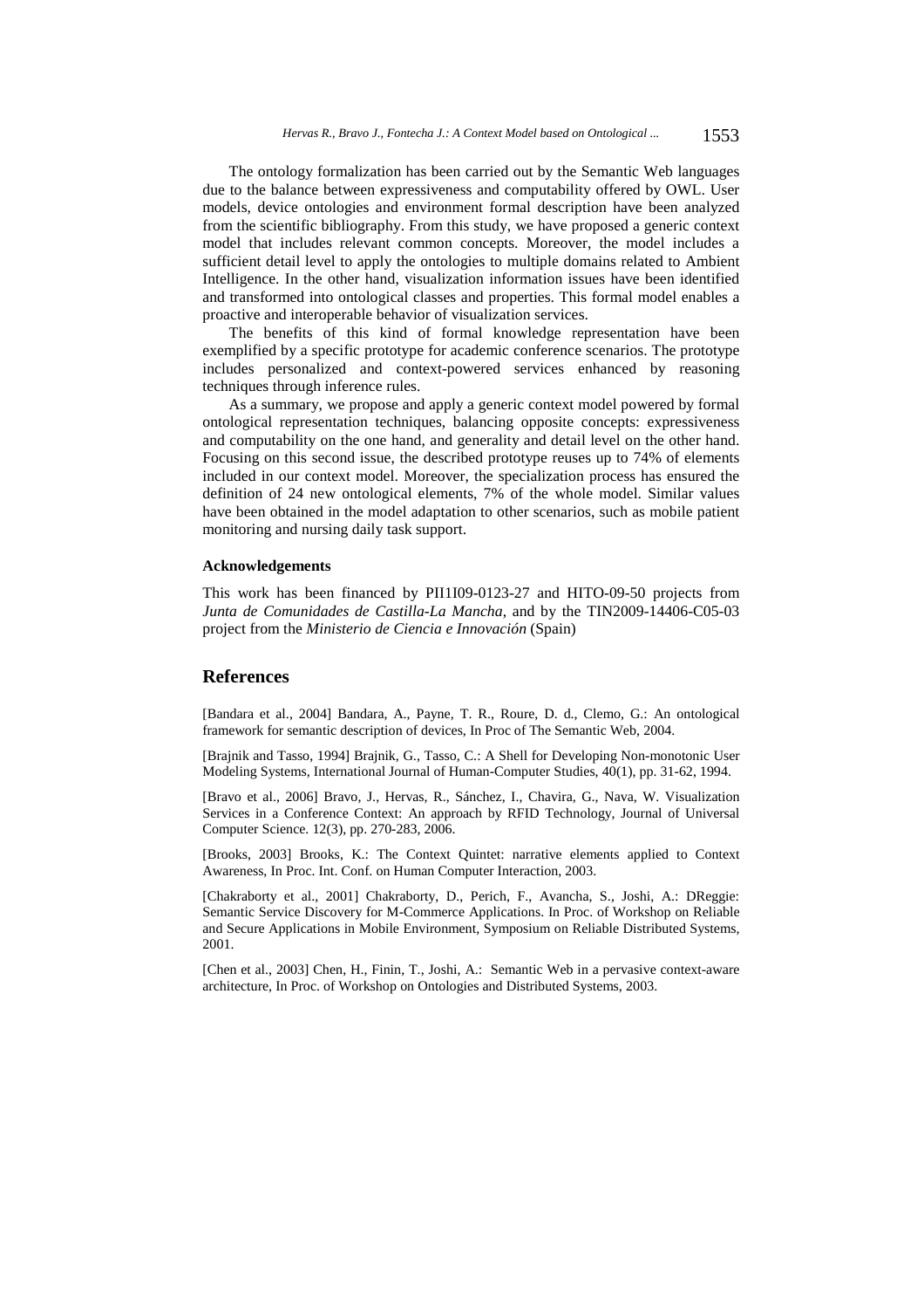The ontology formalization has been carried out by the Semantic Web languages due to the balance between expressiveness and computability offered by OWL. User models, device ontologies and environment formal description have been analyzed from the scientific bibliography. From this study, we have proposed a generic context model that includes relevant common concepts. Moreover, the model includes a sufficient detail level to apply the ontologies to multiple domains related to Ambient Intelligence. In the other hand, visualization information issues have been identified and transformed into ontological classes and properties. This formal model enables a proactive and interoperable behavior of visualization services.

The benefits of this kind of formal knowledge representation have been exemplified by a specific prototype for academic conference scenarios. The prototype includes personalized and context-powered services enhanced by reasoning techniques through inference rules.

As a summary, we propose and apply a generic context model powered by formal ontological representation techniques, balancing opposite concepts: expressiveness and computability on the one hand, and generality and detail level on the other hand. Focusing on this second issue, the described prototype reuses up to 74% of elements included in our context model. Moreover, the specialization process has ensured the definition of 24 new ontological elements, 7% of the whole model. Similar values have been obtained in the model adaptation to other scenarios, such as mobile patient monitoring and nursing daily task support.

### Acknowledgements

This work has been financed by PII1I09-0123-27 and HITO-09-50 projects from *Junta de Comunidades de Castilla-La Mancha*, and by the TIN2009-14406-C05-03 project from the *Ministerio de Ciencia e Innovación* (Spain)

## References

[Bandara et al., 2004] Bandara, A., Payne, T. R., Roure, D. d., Clemo, G.: An ontological framework for semantic description of devices, In Proc of The Semantic Web, 2004.

[Brajnik and Tasso, 1994] Brajnik, G., Tasso, C.: A Shell for Developing Non-monotonic User Modeling Systems, International Journal of Human-Computer Studies, 40(1), pp. 31-62, 1994.

[Bravo et al., 2006] Bravo, J., Hervas, R., Sánchez, I., Chavira, G., Nava, W. Visualization Services in a Conference Context: An approach by RFID Technology, Journal of Universal Computer Science. 12(3), pp. 270-283, 2006.

[Brooks, 2003] Brooks, K.: The Context Quintet: narrative elements applied to Context Awareness, In Proc. Int. Conf. on Human Computer Interaction, 2003.

[Chakraborty et al., 2001] Chakraborty, D., Perich, F., Avancha, S., Joshi, A.: DReggie: Semantic Service Discovery for M-Commerce Applications. In Proc. of Workshop on Reliable and Secure Applications in Mobile Environment, Symposium on Reliable Distributed Systems, 2001.

[Chen et al., 2003] Chen, H., Finin, T., Joshi, A.: Semantic Web in a pervasive context-aware architecture, In Proc. of Workshop on Ontologies and Distributed Systems, 2003.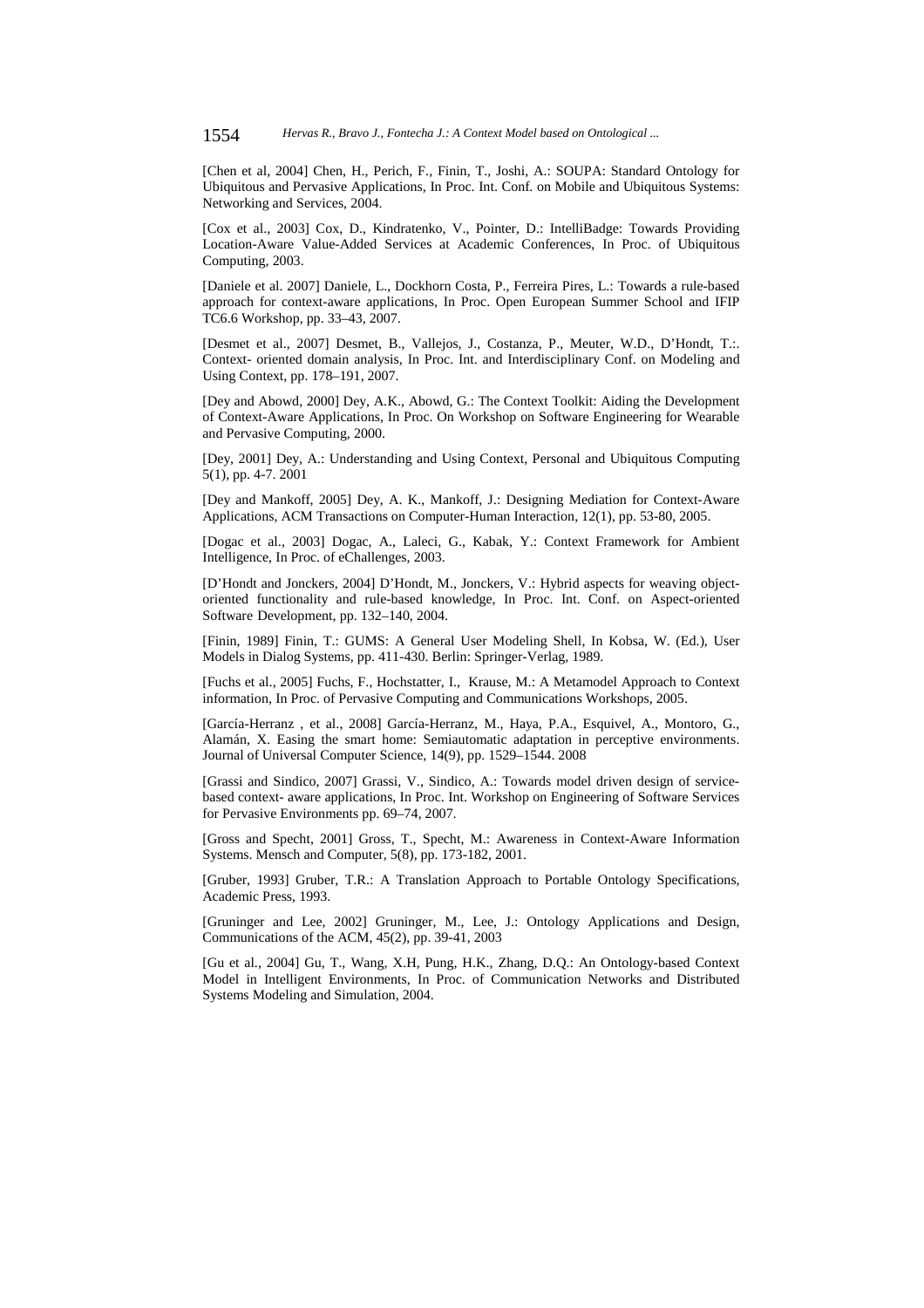[Chen et al, 2004] Chen, H., Perich, F., Finin, T., Joshi, A.: SOUPA: Standard Ontology for Ubiquitous and Pervasive Applications, In Proc. Int. Conf. on Mobile and Ubiquitous Systems: Networking and Services, 2004.

[Cox et al., 2003] Cox, D., Kindratenko, V., Pointer, D.: IntelliBadge: Towards Providing Location-Aware Value-Added Services at Academic Conferences, In Proc. of Ubiquitous Computing, 2003.

[Daniele et al. 2007] Daniele, L., Dockhorn Costa, P., Ferreira Pires, L.: Towards a rule-based approach for context-aware applications, In Proc. Open European Summer School and IFIP TC6.6 Workshop, pp. 33–43, 2007.

[Desmet et al., 2007] Desmet, B., Vallejos, J., Costanza, P., Meuter, W.D., D'Hondt, T.:. Context- oriented domain analysis, In Proc. Int. and Interdisciplinary Conf. on Modeling and Using Context, pp. 178–191, 2007.

[Dey and Abowd, 2000] Dey, A.K., Abowd, G.: The Context Toolkit: Aiding the Development of Context-Aware Applications, In Proc. On Workshop on Software Engineering for Wearable and Pervasive Computing, 2000.

[Dey, 2001] Dey, A.: Understanding and Using Context, Personal and Ubiquitous Computing 5(1), pp. 4-7. 2001

[Dey and Mankoff, 2005] Dey, A. K., Mankoff, J.: Designing Mediation for Context-Aware Applications, ACM Transactions on Computer-Human Interaction, 12(1), pp. 53-80, 2005.

[Dogac et al., 2003] Dogac, A., Laleci, G., Kabak, Y.: Context Framework for Ambient Intelligence, In Proc. of eChallenges, 2003.

[D'Hondt and Jonckers, 2004] D'Hondt, M., Jonckers, V.: Hybrid aspects for weaving object-oriented functionality and rule-based knowledge, In Proc. Int. Conf. on Aspect-oriented Software Development, pp. 132–140, 2004.

[Finin, 1989] Finin, T.: GUMS: A General User Modeling Shell, In Kobsa, W. (Ed.), User Models in Dialog Systems, pp. 411-430. Berlin: Springer-Verlag, 1989.

[Fuchs et al., 2005] Fuchs, F., Hochstatter, I., Krause, M.: A Metamodel Approach to Context information, In Proc. of Pervasive Computing and Communications Workshops, 2005.

[García-Herranz , et al., 2008] García-Herranz, M., Haya, P.A., Esquivel, A., Montoro, G., Alamán, X. Easing the smart home: Semiautomatic adaptation in perceptive environments. Journal of Universal Computer Science, 14(9), pp. 1529–1544. 2008

[Grassi and Sindico, 2007] Grassi, V., Sindico, A.: Towards model driven design of service-based context- aware applications, In Proc. Int. Workshop on Engineering of Software Services for Pervasive Environments pp. 69–74, 2007.

[Gross and Specht, 2001] Gross, T., Specht, M.: Awareness in Context-Aware Information Systems. Mensch and Computer, 5(8), pp. 173-182, 2001.

[Gruber, 1993] Gruber, T.R.: A Translation Approach to Portable Ontology Specifications, Academic Press, 1993.

[Gruninger and Lee, 2002] Gruninger, M., Lee, J.: Ontology Applications and Design, Communications of the ACM, 45(2), pp. 39-41, 2003

[Gu et al., 2004] Gu, T., Wang, X.H, Pung, H.K., Zhang, D.Q.: An Ontology-based Context Model in Intelligent Environments, In Proc. of Communication Networks and Distributed Systems Modeling and Simulation, 2004.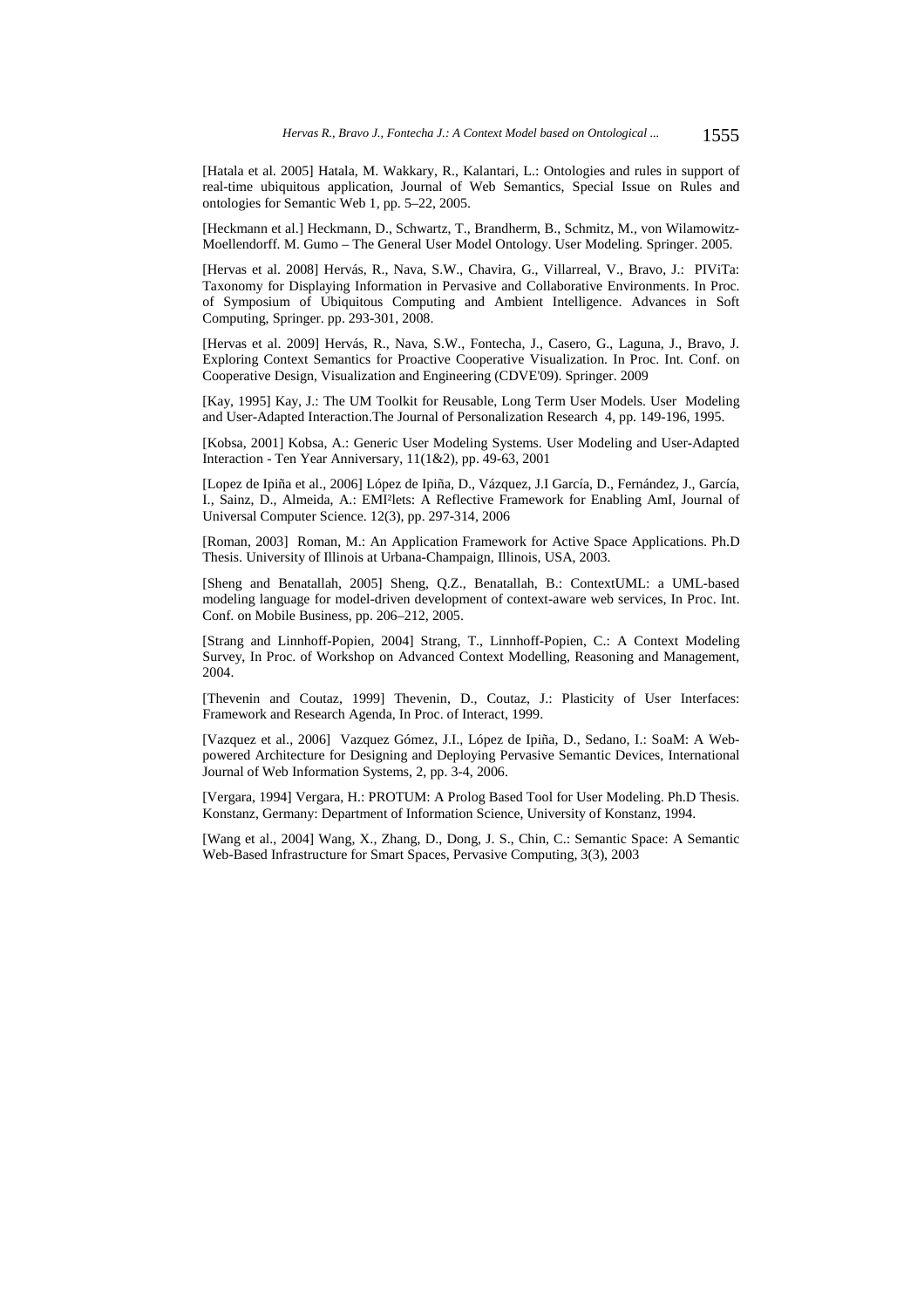[Hatala et al. 2005] Hatala, M. Wakkary, R., Kalantari, L.: Ontologies and rules in support of real-time ubiquitous application, Journal of Web Semantics, Special Issue on Rules and ontologies for Semantic Web 1, pp. 5–22, 2005.

[Heckmann et al.] Heckmann, D., Schwartz, T., Brandherm, B., Schmitz, M., von Wilamowitz-Moellendorff. M. Gumo – The General User Model Ontology. User Modeling. Springer. 2005.

[Hervas et al. 2008] Hervás, R., Nava, S.W., Chavira, G., Villarreal, V., Bravo, J.: PIViTa: Taxonomy for Displaying Information in Pervasive and Collaborative Environments. In Proc. of Symposium of Ubiquitous Computing and Ambient Intelligence. Advances in Soft Computing, Springer. pp. 293-301, 2008.

[Hervas et al. 2009] Hervás, R., Nava, S.W., Fontecha, J., Casero, G., Laguna, J., Bravo, J. Exploring Context Semantics for Proactive Cooperative Visualization. In Proc. Int. Conf. on Cooperative Design, Visualization and Engineering (CDVE'09). Springer. 2009

[Kay, 1995] Kay, J.: The UM Toolkit for Reusable, Long Term User Models. User Modeling and User-Adapted Interaction.The Journal of Personalization Research 4, pp. 149-196, 1995.

[Kobsa, 2001] Kobsa, A.: Generic User Modeling Systems. User Modeling and User-Adapted Interaction - Ten Year Anniversary, 11(1&2), pp. 49-63, 2001

[Lopez de Ipiña et al., 2006] López de Ipiña, D., Vázquez, J.I García, D., Fernández, J., García, I., Sainz, D., Almeida, A.: EMI²lets: A Reflective Framework for Enabling AmI, Journal of Universal Computer Science. 12(3), pp. 297-314, 2006

[Roman, 2003] Roman, M.: An Application Framework for Active Space Applications. Ph.D Thesis. University of Illinois at Urbana-Champaign, Illinois, USA, 2003.

[Sheng and Benatallah, 2005] Sheng, Q.Z., Benatallah, B.: ContextUML: a UML-based modeling language for model-driven development of context-aware web services, In Proc. Int. Conf. on Mobile Business, pp. 206–212, 2005.

[Strang and Linnhoff-Popien, 2004] Strang, T., Linnhoff-Popien, C.: A Context Modeling Survey, In Proc. of Workshop on Advanced Context Modelling, Reasoning and Management, 2004.

[Thevenin and Coutaz, 1999] Thevenin, D., Coutaz, J.: Plasticity of User Interfaces: Framework and Research Agenda, In Proc. of Interact, 1999.

[Vazquez et al., 2006] Vazquez Gómez, J.I., López de Ipiña, D., Sedano, I.: SoaM: A Web-powered Architecture for Designing and Deploying Pervasive Semantic Devices, International Journal of Web Information Systems, 2, pp. 3-4, 2006.

[Vergara, 1994] Vergara, H.: PROTUM: A Prolog Based Tool for User Modeling. Ph.D Thesis. Konstanz, Germany: Department of Information Science, University of Konstanz, 1994.

[Wang et al., 2004] Wang, X., Zhang, D., Dong, J. S., Chin, C.: Semantic Space: A Semantic Web-Based Infrastructure for Smart Spaces, Pervasive Computing, 3(3), 2003